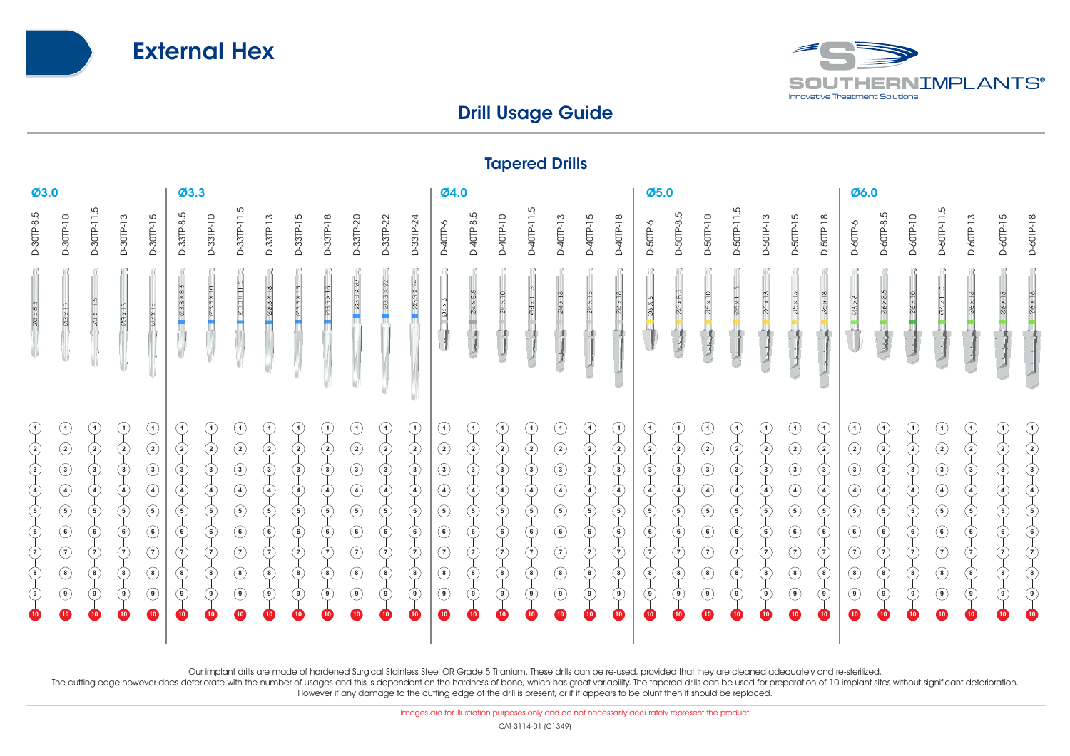# External Hex

SOUTHERN IMPLANTS®
Innovative Treatment Solutions

## Drill Usage Guide

### Tapered Drills

**Ø3.0**

D-30TP-8.5, D-30TP-10, D-30TP-11.5, D-30TP-13, D-30TP-15

**Ø3.3**

D-33TP-8.5, D-33TP-10, D-33TP-11.5, D-33TP-13, D-33TP-15, D-33TP-18, D-33TP-20, D-33TP-22, D-33TP-24

**Ø4.0**

D-40TP-6, D-40TP-8.5, D-40TP-10, D-40TP-11.5, D-40TP-13, D-40TP-15, D-40TP-18

**Ø5.0**

D-50TP-6, D-50TP-8.5, D-50TP-10, D-50TP-11.5, D-50TP-13, D-50TP-15, D-50TP-18

**Ø6.0**

D-60TP-6, D-60TP-8.5, D-60TP-10, D-60TP-11.5, D-60TP-13, D-60TP-15, D-60TP-18

Usage count per drill: 1, 2, 3, 4, 5, 6, 7, 8, 9, 10

Our implant drills are made of hardened Surgical Stainless Steel OR Grade 5 Titanium. These drills can be re-used, provided that they are cleaned adequately and re-sterilized.
The cutting edge however does deteriorate with the number of usages and this is dependent on the hardness of bone, which has great variability. The tapered drills can be used for preparation of 10 implant sites without significant deterioration.
However if any damage to the cutting edge of the drill is present, or if it appears to be blunt then it should be replaced.

Images are for illustration purposes only and do not necessarily accurately represent the product.

CAT-3114-01 (C1349)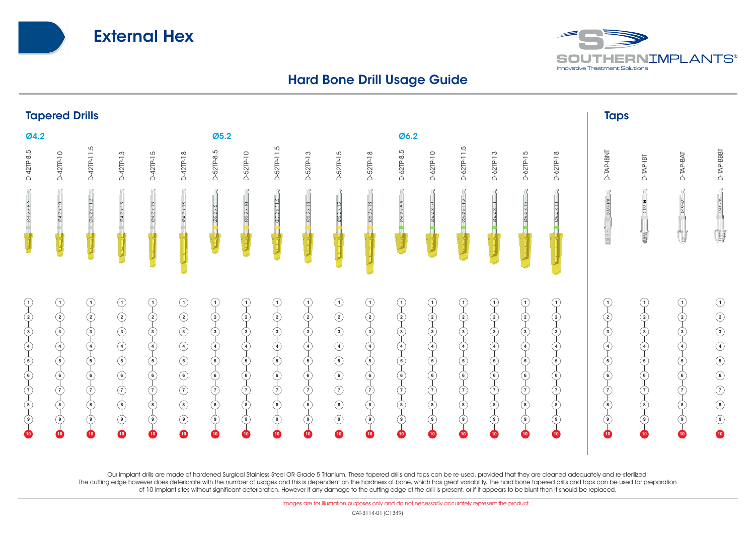# External Hex

## Hard Bone Drill Usage Guide

### Tapered Drills

**Ø4.2**

D-42TP-8.5
D-42TP-10
D-42TP-11.5
D-42TP-13
D-42TP-15
D-42TP-18

**Ø5.2**

D-52TP-8.5
D-52TP-10
D-52TP-11.5
D-52TP-13
D-52TP-15
D-52TP-18

**Ø6.2**

D-62TP-8.5
D-62TP-10
D-62TP-11.5
D-62TP-13
D-62TP-15
D-62TP-18

### Taps

D-TAP-IBNT
D-TAP-IBT
D-TAP-BAT
D-TAP-BBBT

Usage count for each drill and tap: 1, 2, 3, 4, 5, 6, 7, 8, 9, 10

Our implant drills are made of hardened Surgical Stainless Steel OR Grade 5 Titanium. These tapered drills and taps can be re-used, provided that they are cleaned adequately and re-sterilized. The cutting edge however does deteriorate with the number of usages and this is dependent on the hardness of bone, which has great variability. The hard bone tapered drills and taps can be used for preparation of 10 implant sites without significant deterioration. However if any damage to the cutting edge of the drill is present, or if it appears to be blunt then it should be replaced.

Images are for illustration purposes only and do not necessarily accurately represent the product.

CAT-3114-01 (C1349)